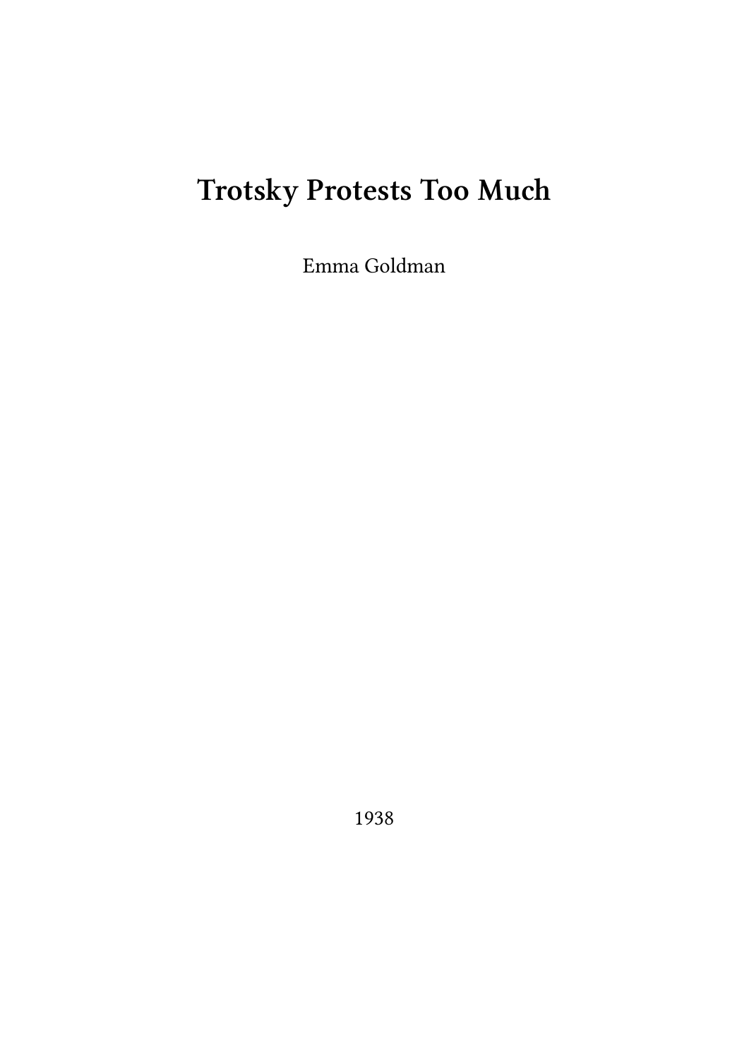# Trotsky Protests Too Much

Emma Goldman

1938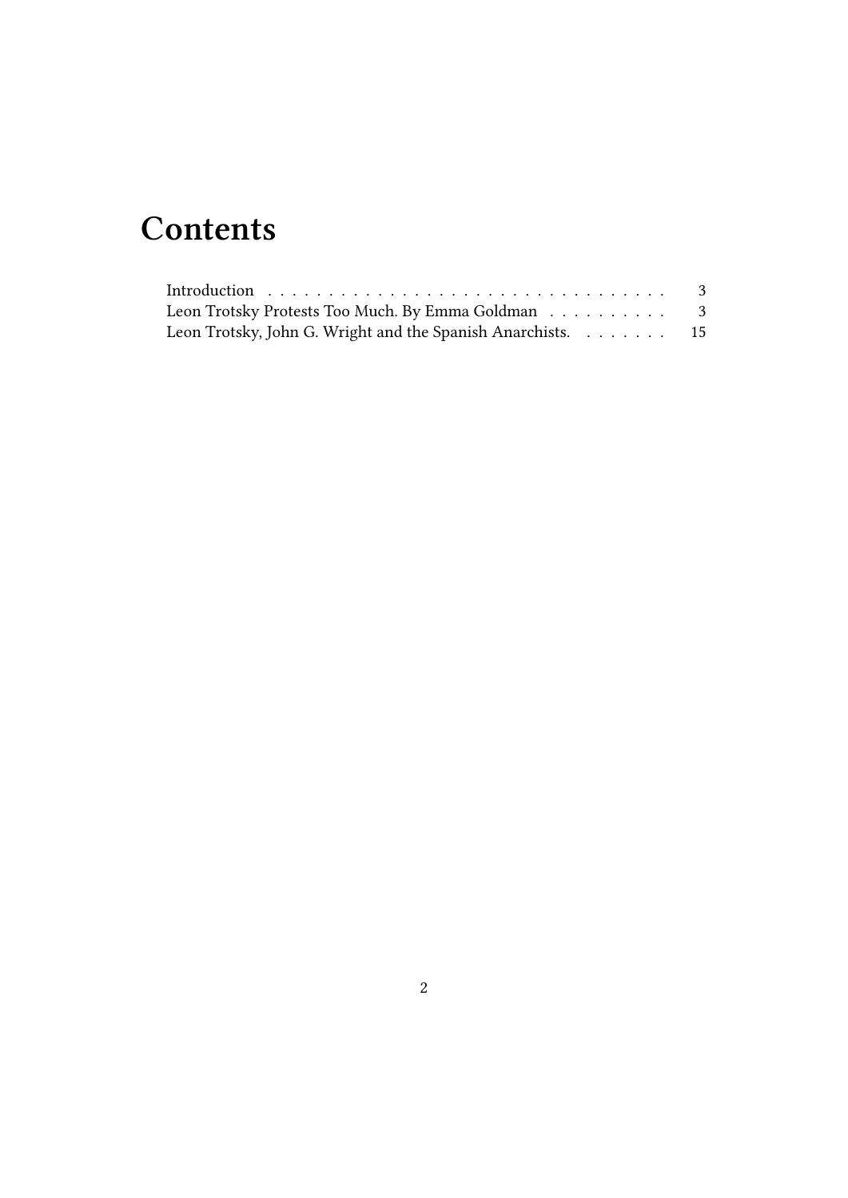# Contents

Introduction . . . . . . . . . . . . . . . . . . . . . . . . . . . . . . . . . 3
Leon Trotsky Protests Too Much. By Emma Goldman . . . . . . . . . . 3
Leon Trotsky, John G. Wright and the Spanish Anarchists. . . . . . . . 15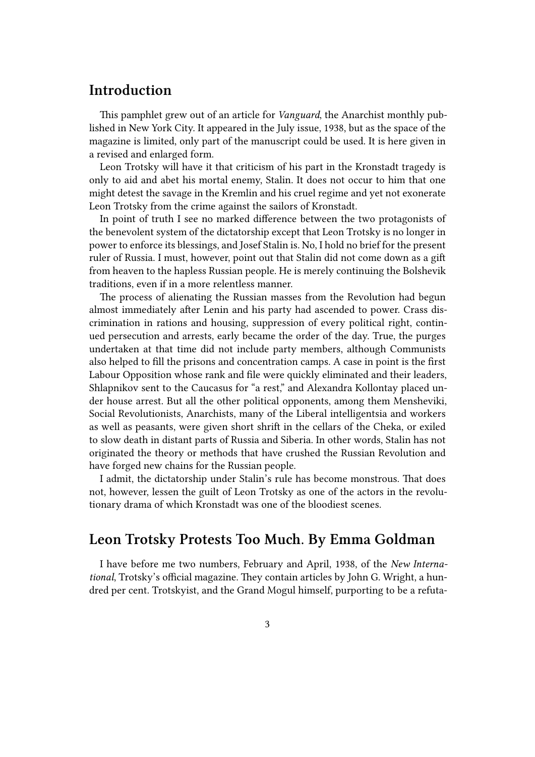## Introduction

This pamphlet grew out of an article for *Vanguard*, the Anarchist monthly published in New York City. It appeared in the July issue, 1938, but as the space of the magazine is limited, only part of the manuscript could be used. It is here given in a revised and enlarged form.

Leon Trotsky will have it that criticism of his part in the Kronstadt tragedy is only to aid and abet his mortal enemy, Stalin. It does not occur to him that one might detest the savage in the Kremlin and his cruel regime and yet not exonerate Leon Trotsky from the crime against the sailors of Kronstadt.

In point of truth I see no marked difference between the two protagonists of the benevolent system of the dictatorship except that Leon Trotsky is no longer in power to enforce its blessings, and Josef Stalin is. No, I hold no brief for the present ruler of Russia. I must, however, point out that Stalin did not come down as a gift from heaven to the hapless Russian people. He is merely continuing the Bolshevik traditions, even if in a more relentless manner.

The process of alienating the Russian masses from the Revolution had begun almost immediately after Lenin and his party had ascended to power. Crass discrimination in rations and housing, suppression of every political right, continued persecution and arrests, early became the order of the day. True, the purges undertaken at that time did not include party members, although Communists also helped to fill the prisons and concentration camps. A case in point is the first Labour Opposition whose rank and file were quickly eliminated and their leaders, Shlapnikov sent to the Caucasus for "a rest," and Alexandra Kollontay placed under house arrest. But all the other political opponents, among them Mensheviki, Social Revolutionists, Anarchists, many of the Liberal intelligentsia and workers as well as peasants, were given short shrift in the cellars of the Cheka, or exiled to slow death in distant parts of Russia and Siberia. In other words, Stalin has not originated the theory or methods that have crushed the Russian Revolution and have forged new chains for the Russian people.

I admit, the dictatorship under Stalin's rule has become monstrous. That does not, however, lessen the guilt of Leon Trotsky as one of the actors in the revolutionary drama of which Kronstadt was one of the bloodiest scenes.

## Leon Trotsky Protests Too Much. By Emma Goldman

I have before me two numbers, February and April, 1938, of the *New International*, Trotsky's official magazine. They contain articles by John G. Wright, a hundred per cent. Trotskyist, and the Grand Mogul himself, purporting to be a refuta-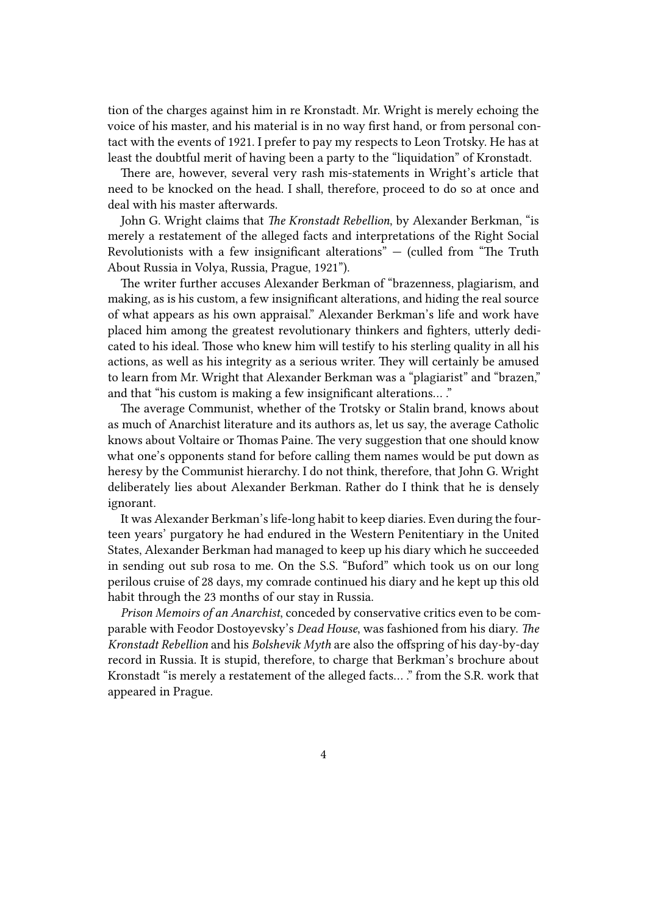tion of the charges against him in re Kronstadt. Mr. Wright is merely echoing the voice of his master, and his material is in no way first hand, or from personal contact with the events of 1921. I prefer to pay my respects to Leon Trotsky. He has at least the doubtful merit of having been a party to the "liquidation" of Kronstadt.

There are, however, several very rash mis-statements in Wright's article that need to be knocked on the head. I shall, therefore, proceed to do so at once and deal with his master afterwards.

John G. Wright claims that *The Kronstadt Rebellion*, by Alexander Berkman, "is merely a restatement of the alleged facts and interpretations of the Right Social Revolutionists with a few insignificant alterations" — (culled from "The Truth About Russia in Volya, Russia, Prague, 1921").

The writer further accuses Alexander Berkman of "brazenness, plagiarism, and making, as is his custom, a few insignificant alterations, and hiding the real source of what appears as his own appraisal." Alexander Berkman's life and work have placed him among the greatest revolutionary thinkers and fighters, utterly dedicated to his ideal. Those who knew him will testify to his sterling quality in all his actions, as well as his integrity as a serious writer. They will certainly be amused to learn from Mr. Wright that Alexander Berkman was a "plagiarist" and "brazen," and that "his custom is making a few insignificant alterations… ."

The average Communist, whether of the Trotsky or Stalin brand, knows about as much of Anarchist literature and its authors as, let us say, the average Catholic knows about Voltaire or Thomas Paine. The very suggestion that one should know what one's opponents stand for before calling them names would be put down as heresy by the Communist hierarchy. I do not think, therefore, that John G. Wright deliberately lies about Alexander Berkman. Rather do I think that he is densely ignorant.

It was Alexander Berkman's life-long habit to keep diaries. Even during the fourteen years' purgatory he had endured in the Western Penitentiary in the United States, Alexander Berkman had managed to keep up his diary which he succeeded in sending out sub rosa to me. On the S.S. "Buford" which took us on our long perilous cruise of 28 days, my comrade continued his diary and he kept up this old habit through the 23 months of our stay in Russia.

*Prison Memoirs of an Anarchist*, conceded by conservative critics even to be comparable with Feodor Dostoyevsky's *Dead House*, was fashioned from his diary. *The Kronstadt Rebellion* and his *Bolshevik Myth* are also the offspring of his day-by-day record in Russia. It is stupid, therefore, to charge that Berkman's brochure about Kronstadt "is merely a restatement of the alleged facts… ." from the S.R. work that appeared in Prague.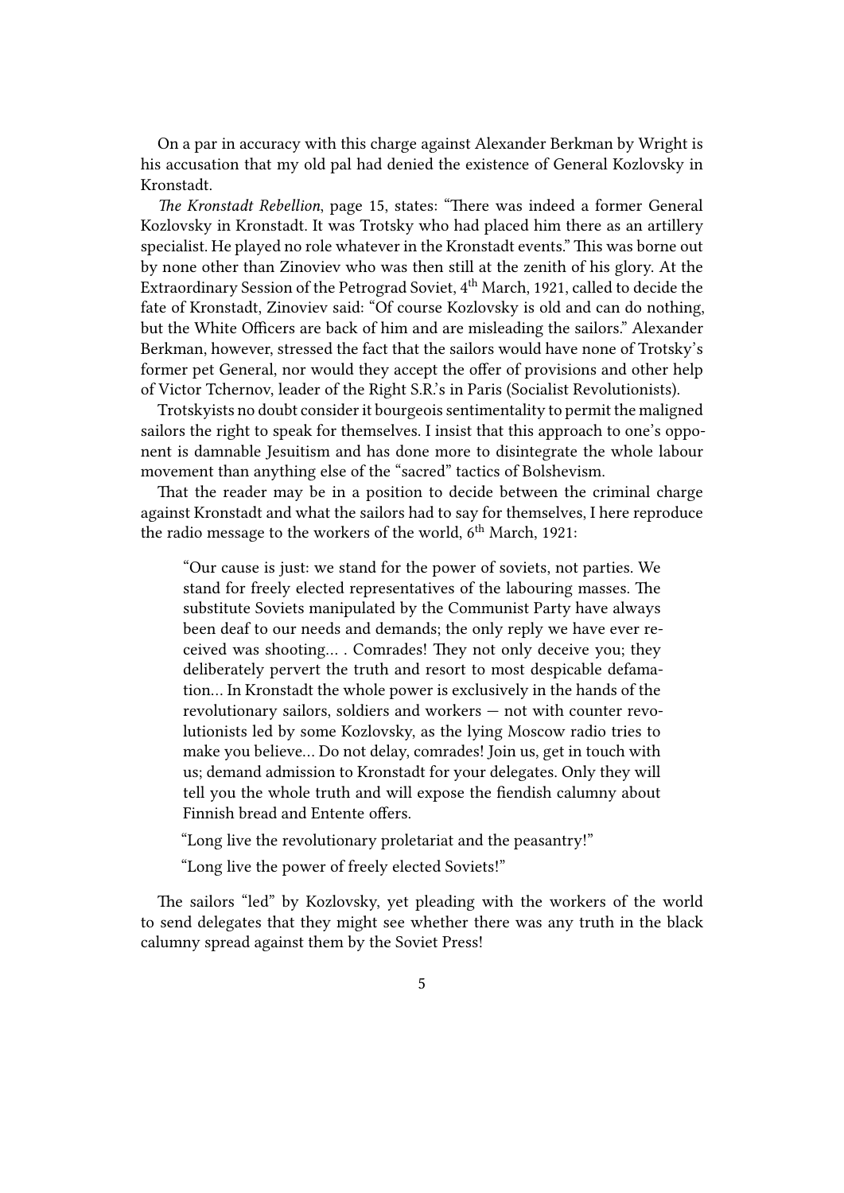On a par in accuracy with this charge against Alexander Berkman by Wright is his accusation that my old pal had denied the existence of General Kozlovsky in Kronstadt.

*The Kronstadt Rebellion*, page 15, states: "There was indeed a former General Kozlovsky in Kronstadt. It was Trotsky who had placed him there as an artillery specialist. He played no role whatever in the Kronstadt events." This was borne out by none other than Zinoviev who was then still at the zenith of his glory. At the Extraordinary Session of the Petrograd Soviet, 4th March, 1921, called to decide the fate of Kronstadt, Zinoviev said: "Of course Kozlovsky is old and can do nothing, but the White Officers are back of him and are misleading the sailors." Alexander Berkman, however, stressed the fact that the sailors would have none of Trotsky's former pet General, nor would they accept the offer of provisions and other help of Victor Tchernov, leader of the Right S.R.'s in Paris (Socialist Revolutionists).

Trotskyists no doubt consider it bourgeois sentimentality to permit the maligned sailors the right to speak for themselves. I insist that this approach to one's opponent is damnable Jesuitism and has done more to disintegrate the whole labour movement than anything else of the "sacred" tactics of Bolshevism.

That the reader may be in a position to decide between the criminal charge against Kronstadt and what the sailors had to say for themselves, I here reproduce the radio message to the workers of the world, 6th March, 1921:

> "Our cause is just: we stand for the power of soviets, not parties. We stand for freely elected representatives of the labouring masses. The substitute Soviets manipulated by the Communist Party have always been deaf to our needs and demands; the only reply we have ever received was shooting… . Comrades! They not only deceive you; they deliberately pervert the truth and resort to most despicable defamation… In Kronstadt the whole power is exclusively in the hands of the revolutionary sailors, soldiers and workers — not with counter revolutionists led by some Kozlovsky, as the lying Moscow radio tries to make you believe… Do not delay, comrades! Join us, get in touch with us; demand admission to Kronstadt for your delegates. Only they will tell you the whole truth and will expose the fiendish calumny about Finnish bread and Entente offers.
>
> "Long live the revolutionary proletariat and the peasantry!"
>
> "Long live the power of freely elected Soviets!"

The sailors "led" by Kozlovsky, yet pleading with the workers of the world to send delegates that they might see whether there was any truth in the black calumny spread against them by the Soviet Press!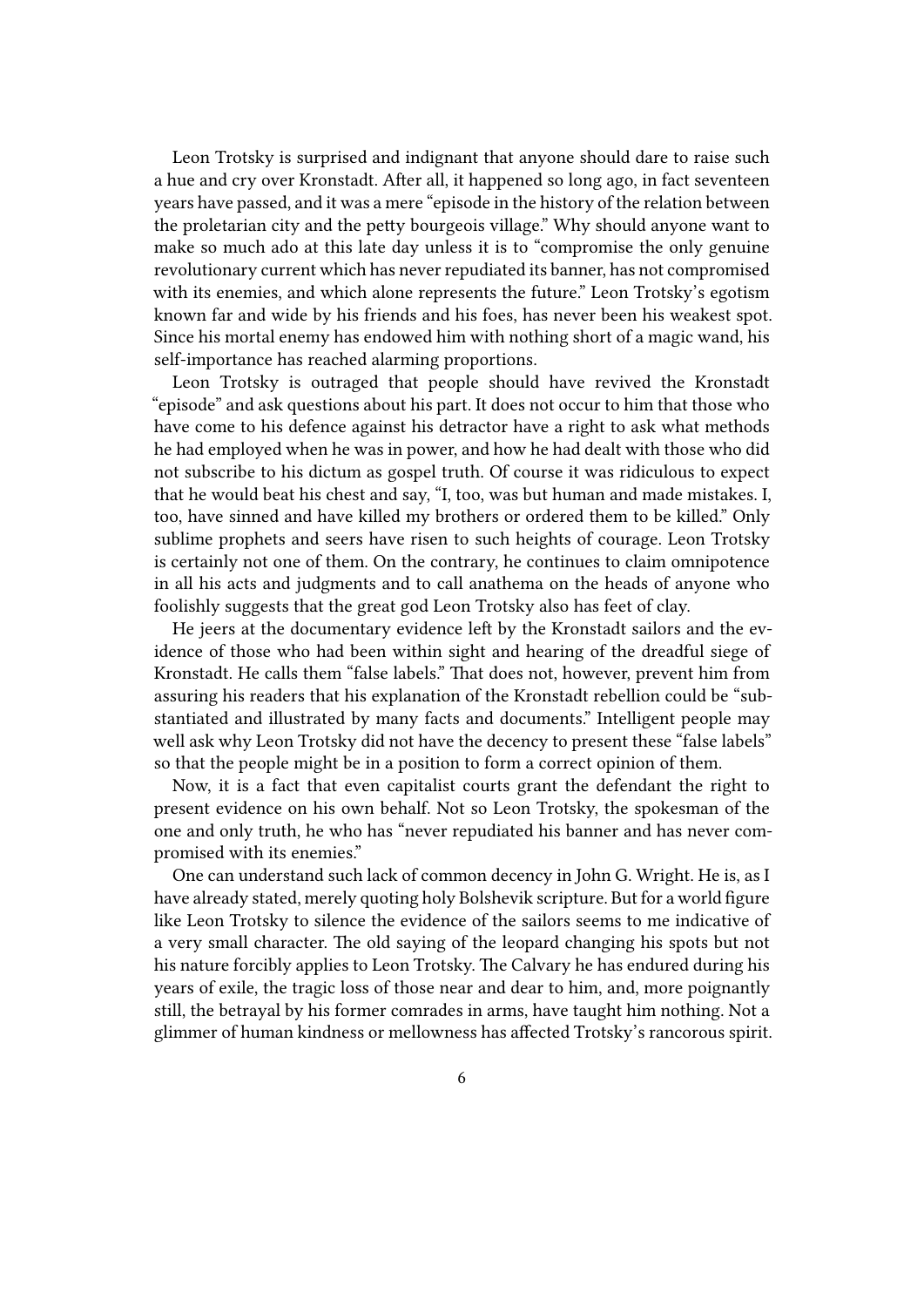Leon Trotsky is surprised and indignant that anyone should dare to raise such a hue and cry over Kronstadt. After all, it happened so long ago, in fact seventeen years have passed, and it was a mere "episode in the history of the relation between the proletarian city and the petty bourgeois village." Why should anyone want to make so much ado at this late day unless it is to "compromise the only genuine revolutionary current which has never repudiated its banner, has not compromised with its enemies, and which alone represents the future." Leon Trotsky's egotism known far and wide by his friends and his foes, has never been his weakest spot. Since his mortal enemy has endowed him with nothing short of a magic wand, his self-importance has reached alarming proportions.

Leon Trotsky is outraged that people should have revived the Kronstadt "episode" and ask questions about his part. It does not occur to him that those who have come to his defence against his detractor have a right to ask what methods he had employed when he was in power, and how he had dealt with those who did not subscribe to his dictum as gospel truth. Of course it was ridiculous to expect that he would beat his chest and say, "I, too, was but human and made mistakes. I, too, have sinned and have killed my brothers or ordered them to be killed." Only sublime prophets and seers have risen to such heights of courage. Leon Trotsky is certainly not one of them. On the contrary, he continues to claim omnipotence in all his acts and judgments and to call anathema on the heads of anyone who foolishly suggests that the great god Leon Trotsky also has feet of clay.

He jeers at the documentary evidence left by the Kronstadt sailors and the evidence of those who had been within sight and hearing of the dreadful siege of Kronstadt. He calls them "false labels." That does not, however, prevent him from assuring his readers that his explanation of the Kronstadt rebellion could be "substantiated and illustrated by many facts and documents." Intelligent people may well ask why Leon Trotsky did not have the decency to present these "false labels" so that the people might be in a position to form a correct opinion of them.

Now, it is a fact that even capitalist courts grant the defendant the right to present evidence on his own behalf. Not so Leon Trotsky, the spokesman of the one and only truth, he who has "never repudiated his banner and has never compromised with its enemies."

One can understand such lack of common decency in John G. Wright. He is, as I have already stated, merely quoting holy Bolshevik scripture. But for a world figure like Leon Trotsky to silence the evidence of the sailors seems to me indicative of a very small character. The old saying of the leopard changing his spots but not his nature forcibly applies to Leon Trotsky. The Calvary he has endured during his years of exile, the tragic loss of those near and dear to him, and, more poignantly still, the betrayal by his former comrades in arms, have taught him nothing. Not a glimmer of human kindness or mellowness has affected Trotsky's rancorous spirit.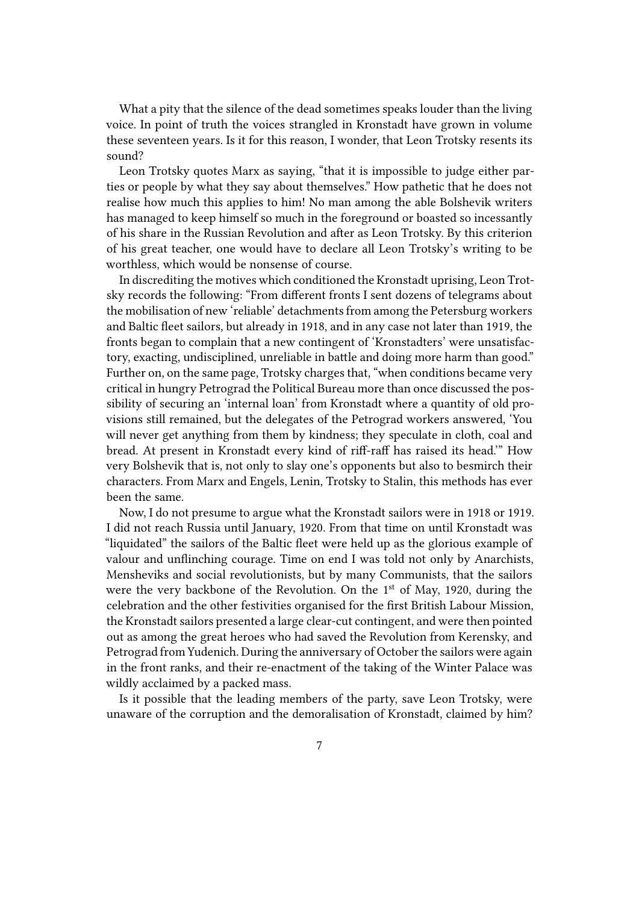What a pity that the silence of the dead sometimes speaks louder than the living voice. In point of truth the voices strangled in Kronstadt have grown in volume these seventeen years. Is it for this reason, I wonder, that Leon Trotsky resents its sound?

Leon Trotsky quotes Marx as saying, "that it is impossible to judge either parties or people by what they say about themselves." How pathetic that he does not realise how much this applies to him! No man among the able Bolshevik writers has managed to keep himself so much in the foreground or boasted so incessantly of his share in the Russian Revolution and after as Leon Trotsky. By this criterion of his great teacher, one would have to declare all Leon Trotsky's writing to be worthless, which would be nonsense of course.

In discrediting the motives which conditioned the Kronstadt uprising, Leon Trotsky records the following: "From different fronts I sent dozens of telegrams about the mobilisation of new 'reliable' detachments from among the Petersburg workers and Baltic fleet sailors, but already in 1918, and in any case not later than 1919, the fronts began to complain that a new contingent of 'Kronstadters' were unsatisfactory, exacting, undisciplined, unreliable in battle and doing more harm than good." Further on, on the same page, Trotsky charges that, "when conditions became very critical in hungry Petrograd the Political Bureau more than once discussed the possibility of securing an 'internal loan' from Kronstadt where a quantity of old provisions still remained, but the delegates of the Petrograd workers answered, 'You will never get anything from them by kindness; they speculate in cloth, coal and bread. At present in Kronstadt every kind of riff-raff has raised its head.'" How very Bolshevik that is, not only to slay one's opponents but also to besmirch their characters. From Marx and Engels, Lenin, Trotsky to Stalin, this methods has ever been the same.

Now, I do not presume to argue what the Kronstadt sailors were in 1918 or 1919. I did not reach Russia until January, 1920. From that time on until Kronstadt was "liquidated" the sailors of the Baltic fleet were held up as the glorious example of valour and unflinching courage. Time on end I was told not only by Anarchists, Mensheviks and social revolutionists, but by many Communists, that the sailors were the very backbone of the Revolution. On the 1st of May, 1920, during the celebration and the other festivities organised for the first British Labour Mission, the Kronstadt sailors presented a large clear-cut contingent, and were then pointed out as among the great heroes who had saved the Revolution from Kerensky, and Petrograd from Yudenich. During the anniversary of October the sailors were again in the front ranks, and their re-enactment of the taking of the Winter Palace was wildly acclaimed by a packed mass.

Is it possible that the leading members of the party, save Leon Trotsky, were unaware of the corruption and the demoralisation of Kronstadt, claimed by him?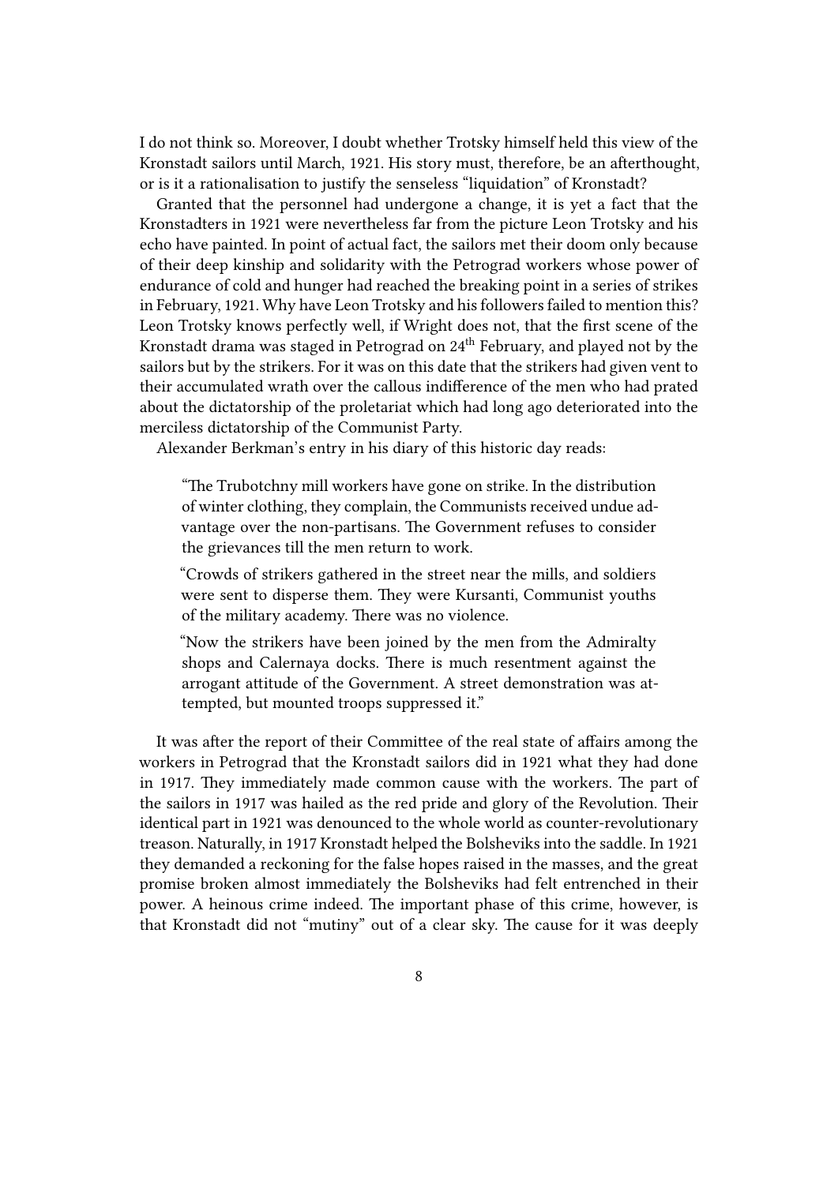I do not think so. Moreover, I doubt whether Trotsky himself held this view of the Kronstadt sailors until March, 1921. His story must, therefore, be an afterthought, or is it a rationalisation to justify the senseless "liquidation" of Kronstadt?

Granted that the personnel had undergone a change, it is yet a fact that the Kronstadters in 1921 were nevertheless far from the picture Leon Trotsky and his echo have painted. In point of actual fact, the sailors met their doom only because of their deep kinship and solidarity with the Petrograd workers whose power of endurance of cold and hunger had reached the breaking point in a series of strikes in February, 1921. Why have Leon Trotsky and his followers failed to mention this? Leon Trotsky knows perfectly well, if Wright does not, that the first scene of the Kronstadt drama was staged in Petrograd on 24th February, and played not by the sailors but by the strikers. For it was on this date that the strikers had given vent to their accumulated wrath over the callous indifference of the men who had prated about the dictatorship of the proletariat which had long ago deteriorated into the merciless dictatorship of the Communist Party.

Alexander Berkman's entry in his diary of this historic day reads:

> "The Trubotchny mill workers have gone on strike. In the distribution of winter clothing, they complain, the Communists received undue advantage over the non-partisans. The Government refuses to consider the grievances till the men return to work.
>
> "Crowds of strikers gathered in the street near the mills, and soldiers were sent to disperse them. They were Kursanti, Communist youths of the military academy. There was no violence.
>
> "Now the strikers have been joined by the men from the Admiralty shops and Calernaya docks. There is much resentment against the arrogant attitude of the Government. A street demonstration was attempted, but mounted troops suppressed it."

It was after the report of their Committee of the real state of affairs among the workers in Petrograd that the Kronstadt sailors did in 1921 what they had done in 1917. They immediately made common cause with the workers. The part of the sailors in 1917 was hailed as the red pride and glory of the Revolution. Their identical part in 1921 was denounced to the whole world as counter-revolutionary treason. Naturally, in 1917 Kronstadt helped the Bolsheviks into the saddle. In 1921 they demanded a reckoning for the false hopes raised in the masses, and the great promise broken almost immediately the Bolsheviks had felt entrenched in their power. A heinous crime indeed. The important phase of this crime, however, is that Kronstadt did not "mutiny" out of a clear sky. The cause for it was deeply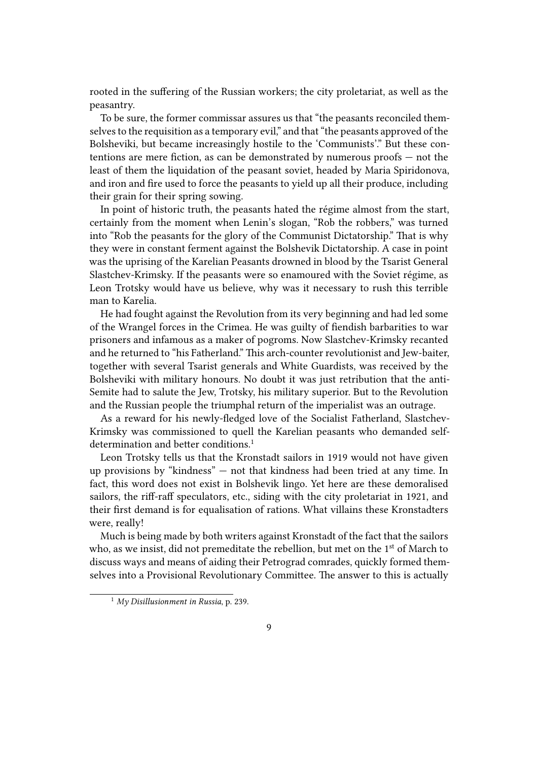rooted in the suffering of the Russian workers; the city proletariat, as well as the peasantry.

To be sure, the former commissar assures us that "the peasants reconciled themselves to the requisition as a temporary evil," and that "the peasants approved of the Bolsheviki, but became increasingly hostile to the 'Communists'." But these contentions are mere fiction, as can be demonstrated by numerous proofs — not the least of them the liquidation of the peasant soviet, headed by Maria Spiridonova, and iron and fire used to force the peasants to yield up all their produce, including their grain for their spring sowing.

In point of historic truth, the peasants hated the régime almost from the start, certainly from the moment when Lenin's slogan, "Rob the robbers," was turned into "Rob the peasants for the glory of the Communist Dictatorship." That is why they were in constant ferment against the Bolshevik Dictatorship. A case in point was the uprising of the Karelian Peasants drowned in blood by the Tsarist General Slastchev-Krimsky. If the peasants were so enamoured with the Soviet régime, as Leon Trotsky would have us believe, why was it necessary to rush this terrible man to Karelia.

He had fought against the Revolution from its very beginning and had led some of the Wrangel forces in the Crimea. He was guilty of fiendish barbarities to war prisoners and infamous as a maker of pogroms. Now Slastchev-Krimsky recanted and he returned to "his Fatherland." This arch-counter revolutionist and Jew-baiter, together with several Tsarist generals and White Guardists, was received by the Bolsheviki with military honours. No doubt it was just retribution that the anti-Semite had to salute the Jew, Trotsky, his military superior. But to the Revolution and the Russian people the triumphal return of the imperialist was an outrage.

As a reward for his newly-fledged love of the Socialist Fatherland, Slastchev-Krimsky was commissioned to quell the Karelian peasants who demanded self-determination and better conditions.[1]

Leon Trotsky tells us that the Kronstadt sailors in 1919 would not have given up provisions by "kindness" — not that kindness had been tried at any time. In fact, this word does not exist in Bolshevik lingo. Yet here are these demoralised sailors, the riff-raff speculators, etc., siding with the city proletariat in 1921, and their first demand is for equalisation of rations. What villains these Kronstadters were, really!

Much is being made by both writers against Kronstadt of the fact that the sailors who, as we insist, did not premeditate the rebellion, but met on the 1st of March to discuss ways and means of aiding their Petrograd comrades, quickly formed themselves into a Provisional Revolutionary Committee. The answer to this is actually

[1] *My Disillusionment in Russia*, p. 239.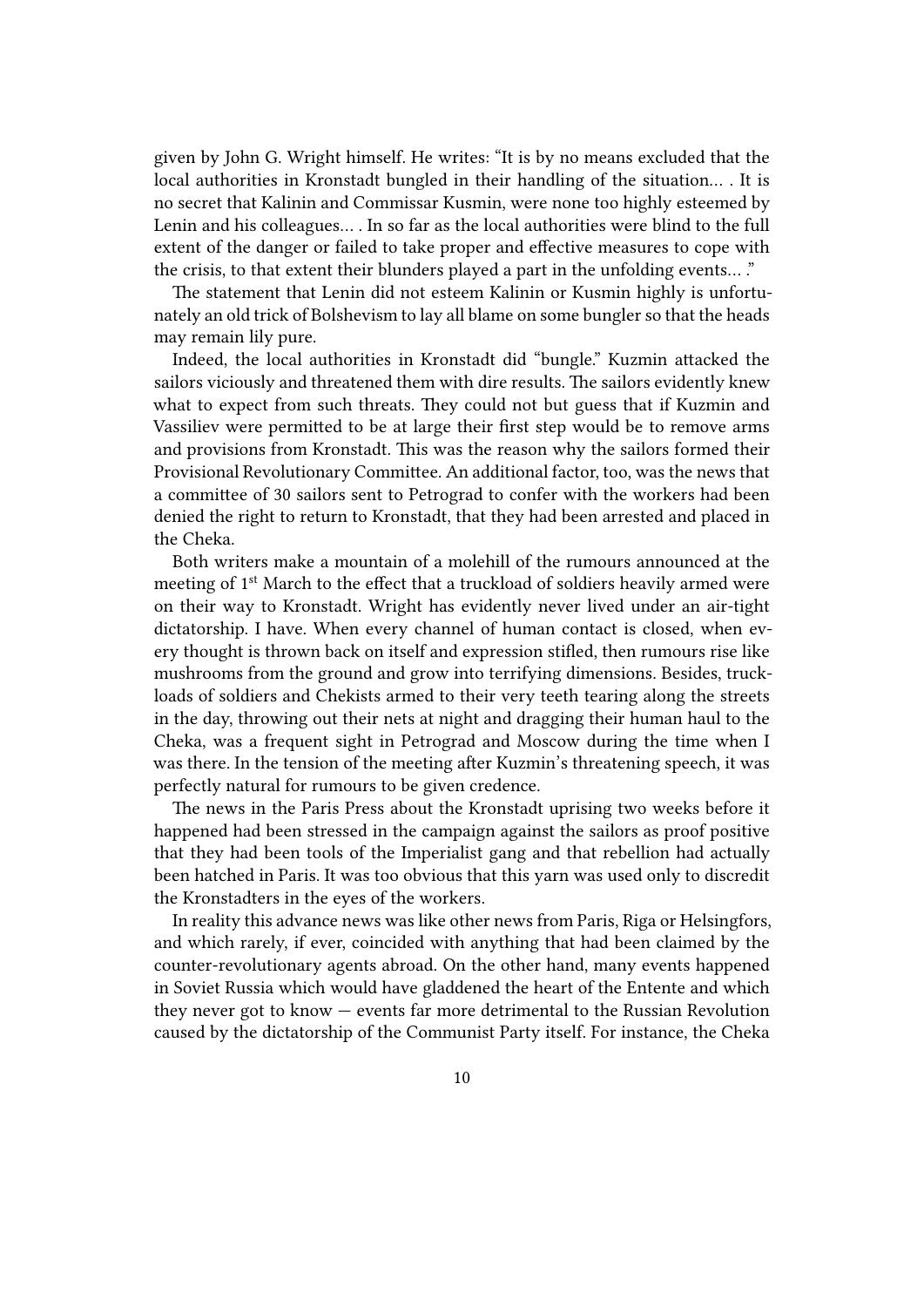given by John G. Wright himself. He writes: "It is by no means excluded that the local authorities in Kronstadt bungled in their handling of the situation… . It is no secret that Kalinin and Commissar Kusmin, were none too highly esteemed by Lenin and his colleagues… . In so far as the local authorities were blind to the full extent of the danger or failed to take proper and effective measures to cope with the crisis, to that extent their blunders played a part in the unfolding events… ."

The statement that Lenin did not esteem Kalinin or Kusmin highly is unfortunately an old trick of Bolshevism to lay all blame on some bungler so that the heads may remain lily pure.

Indeed, the local authorities in Kronstadt did "bungle." Kuzmin attacked the sailors viciously and threatened them with dire results. The sailors evidently knew what to expect from such threats. They could not but guess that if Kuzmin and Vassiliev were permitted to be at large their first step would be to remove arms and provisions from Kronstadt. This was the reason why the sailors formed their Provisional Revolutionary Committee. An additional factor, too, was the news that a committee of 30 sailors sent to Petrograd to confer with the workers had been denied the right to return to Kronstadt, that they had been arrested and placed in the Cheka.

Both writers make a mountain of a molehill of the rumours announced at the meeting of 1st March to the effect that a truckload of soldiers heavily armed were on their way to Kronstadt. Wright has evidently never lived under an air-tight dictatorship. I have. When every channel of human contact is closed, when every thought is thrown back on itself and expression stifled, then rumours rise like mushrooms from the ground and grow into terrifying dimensions. Besides, truckloads of soldiers and Chekists armed to their very teeth tearing along the streets in the day, throwing out their nets at night and dragging their human haul to the Cheka, was a frequent sight in Petrograd and Moscow during the time when I was there. In the tension of the meeting after Kuzmin's threatening speech, it was perfectly natural for rumours to be given credence.

The news in the Paris Press about the Kronstadt uprising two weeks before it happened had been stressed in the campaign against the sailors as proof positive that they had been tools of the Imperialist gang and that rebellion had actually been hatched in Paris. It was too obvious that this yarn was used only to discredit the Kronstadters in the eyes of the workers.

In reality this advance news was like other news from Paris, Riga or Helsingfors, and which rarely, if ever, coincided with anything that had been claimed by the counter-revolutionary agents abroad. On the other hand, many events happened in Soviet Russia which would have gladdened the heart of the Entente and which they never got to know — events far more detrimental to the Russian Revolution caused by the dictatorship of the Communist Party itself. For instance, the Cheka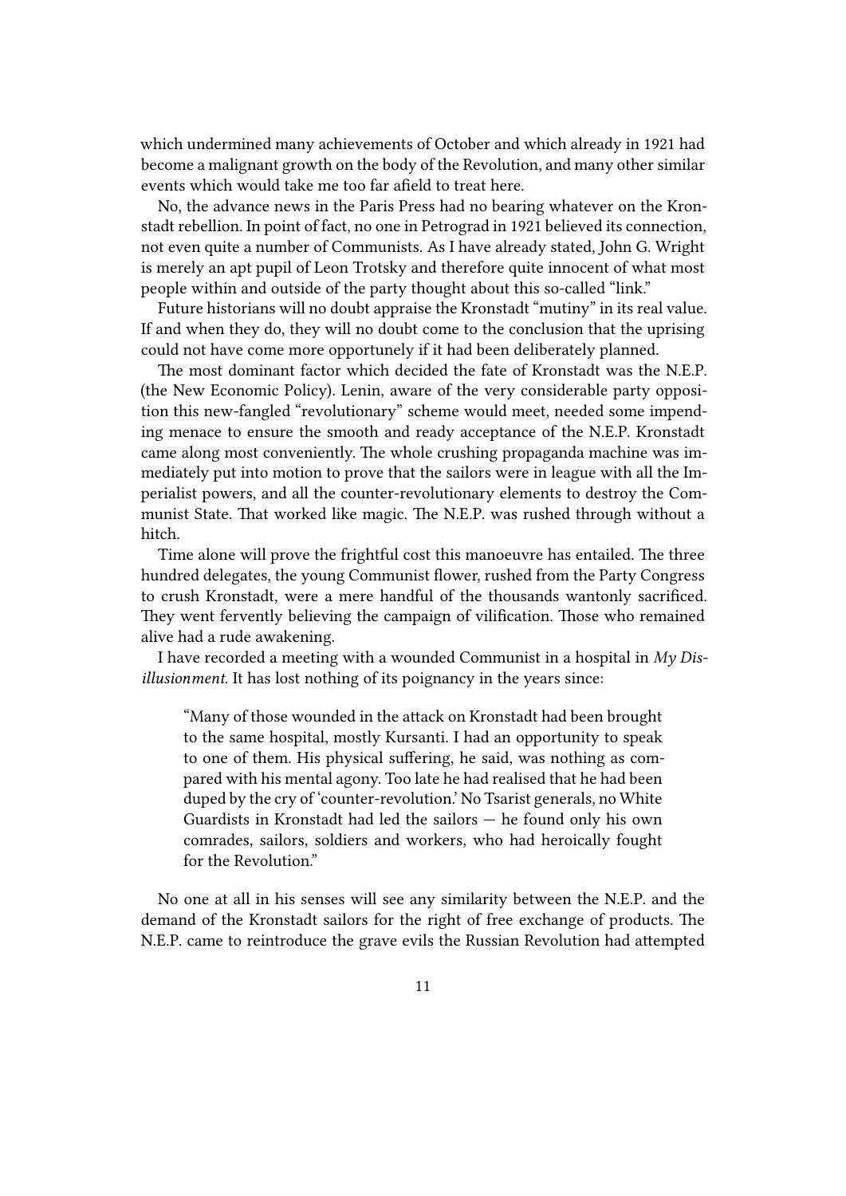which undermined many achievements of October and which already in 1921 had become a malignant growth on the body of the Revolution, and many other similar events which would take me too far afield to treat here.

No, the advance news in the Paris Press had no bearing whatever on the Kronstadt rebellion. In point of fact, no one in Petrograd in 1921 believed its connection, not even quite a number of Communists. As I have already stated, John G. Wright is merely an apt pupil of Leon Trotsky and therefore quite innocent of what most people within and outside of the party thought about this so-called "link."

Future historians will no doubt appraise the Kronstadt "mutiny" in its real value. If and when they do, they will no doubt come to the conclusion that the uprising could not have come more opportunely if it had been deliberately planned.

The most dominant factor which decided the fate of Kronstadt was the N.E.P. (the New Economic Policy). Lenin, aware of the very considerable party opposition this new-fangled "revolutionary" scheme would meet, needed some impending menace to ensure the smooth and ready acceptance of the N.E.P. Kronstadt came along most conveniently. The whole crushing propaganda machine was immediately put into motion to prove that the sailors were in league with all the Imperialist powers, and all the counter-revolutionary elements to destroy the Communist State. That worked like magic. The N.E.P. was rushed through without a hitch.

Time alone will prove the frightful cost this manoeuvre has entailed. The three hundred delegates, the young Communist flower, rushed from the Party Congress to crush Kronstadt, were a mere handful of the thousands wantonly sacrificed. They went fervently believing the campaign of vilification. Those who remained alive had a rude awakening.

I have recorded a meeting with a wounded Communist in a hospital in *My Disillusionment*. It has lost nothing of its poignancy in the years since:

> "Many of those wounded in the attack on Kronstadt had been brought to the same hospital, mostly Kursanti. I had an opportunity to speak to one of them. His physical suffering, he said, was nothing as compared with his mental agony. Too late he had realised that he had been duped by the cry of 'counter-revolution.' No Tsarist generals, no White Guardists in Kronstadt had led the sailors — he found only his own comrades, sailors, soldiers and workers, who had heroically fought for the Revolution."

No one at all in his senses will see any similarity between the N.E.P. and the demand of the Kronstadt sailors for the right of free exchange of products. The N.E.P. came to reintroduce the grave evils the Russian Revolution had attempted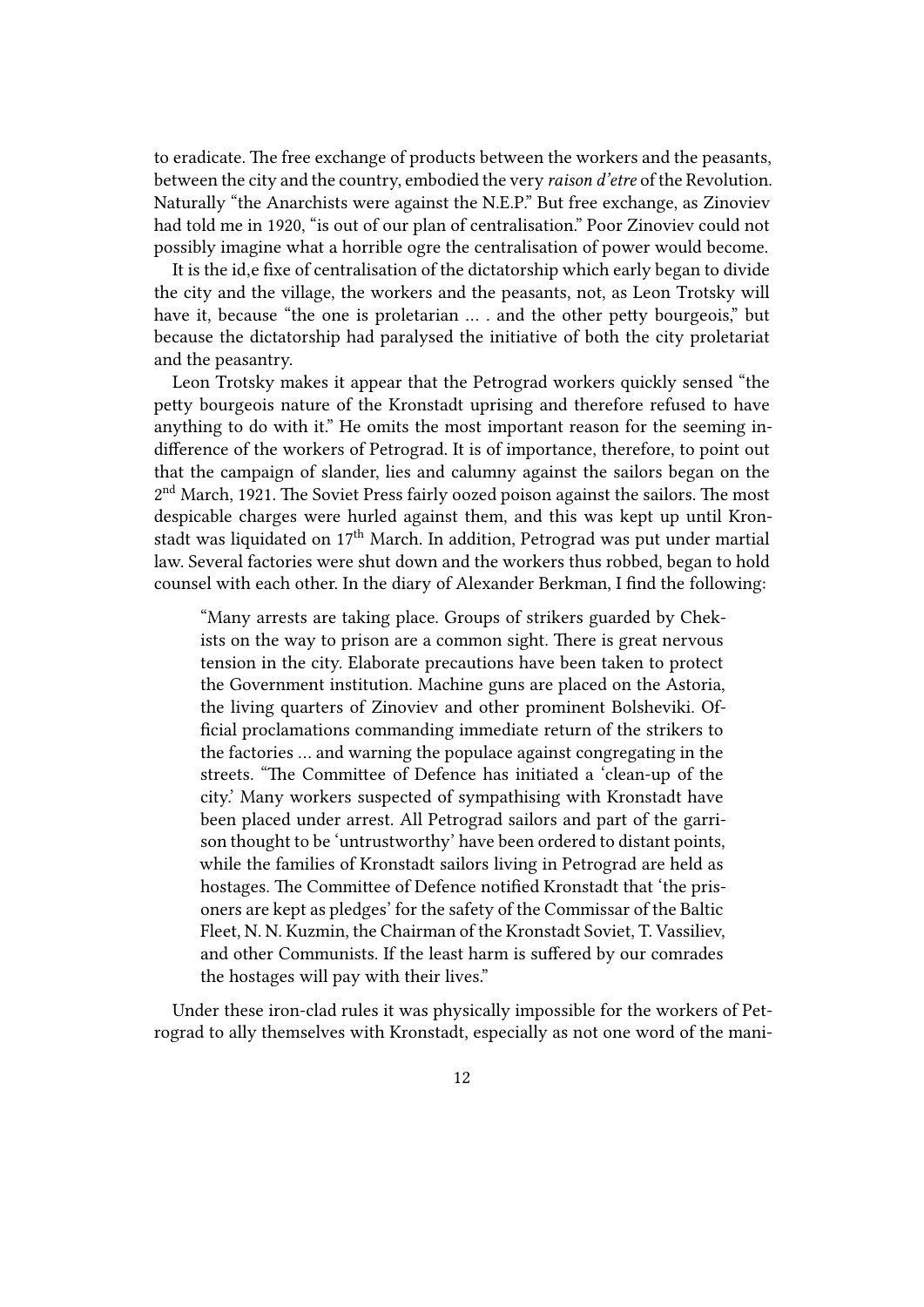to eradicate. The free exchange of products between the workers and the peasants, between the city and the country, embodied the very *raison d'etre* of the Revolution. Naturally "the Anarchists were against the N.E.P." But free exchange, as Zinoviev had told me in 1920, "is out of our plan of centralisation." Poor Zinoviev could not possibly imagine what a horrible ogre the centralisation of power would become.

It is the id,e fixe of centralisation of the dictatorship which early began to divide the city and the village, the workers and the peasants, not, as Leon Trotsky will have it, because "the one is proletarian … . and the other petty bourgeois," but because the dictatorship had paralysed the initiative of both the city proletariat and the peasantry.

Leon Trotsky makes it appear that the Petrograd workers quickly sensed "the petty bourgeois nature of the Kronstadt uprising and therefore refused to have anything to do with it." He omits the most important reason for the seeming indifference of the workers of Petrograd. It is of importance, therefore, to point out that the campaign of slander, lies and calumny against the sailors began on the 2nd March, 1921. The Soviet Press fairly oozed poison against the sailors. The most despicable charges were hurled against them, and this was kept up until Kronstadt was liquidated on 17th March. In addition, Petrograd was put under martial law. Several factories were shut down and the workers thus robbed, began to hold counsel with each other. In the diary of Alexander Berkman, I find the following:

> "Many arrests are taking place. Groups of strikers guarded by Chekists on the way to prison are a common sight. There is great nervous tension in the city. Elaborate precautions have been taken to protect the Government institution. Machine guns are placed on the Astoria, the living quarters of Zinoviev and other prominent Bolsheviki. Official proclamations commanding immediate return of the strikers to the factories … and warning the populace against congregating in the streets. "The Committee of Defence has initiated a 'clean-up of the city.' Many workers suspected of sympathising with Kronstadt have been placed under arrest. All Petrograd sailors and part of the garrison thought to be 'untrustworthy' have been ordered to distant points, while the families of Kronstadt sailors living in Petrograd are held as hostages. The Committee of Defence notified Kronstadt that 'the prisoners are kept as pledges' for the safety of the Commissar of the Baltic Fleet, N. N. Kuzmin, the Chairman of the Kronstadt Soviet, T. Vassiliev, and other Communists. If the least harm is suffered by our comrades the hostages will pay with their lives."

Under these iron-clad rules it was physically impossible for the workers of Petrograd to ally themselves with Kronstadt, especially as not one word of the mani-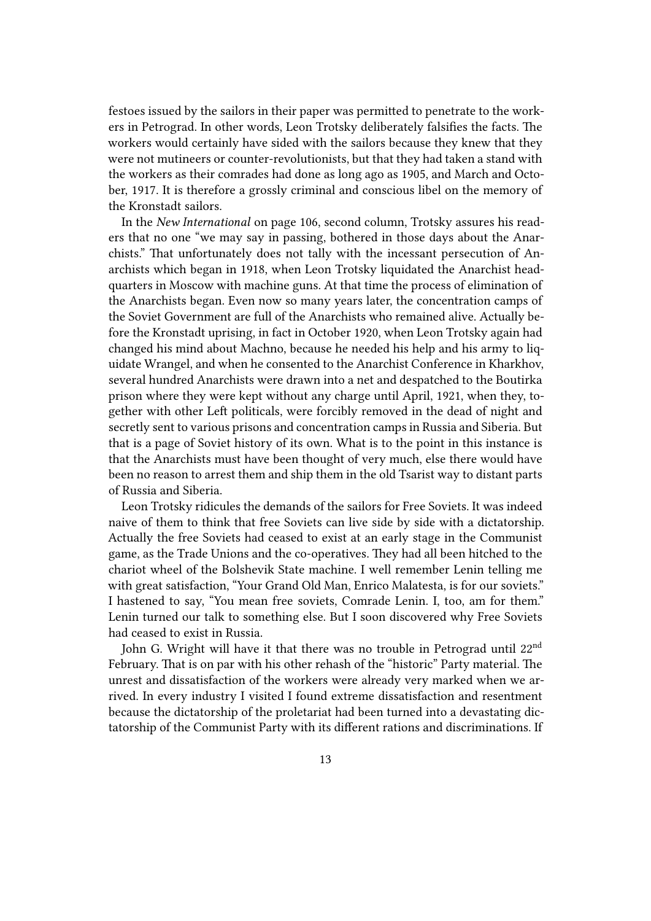festoes issued by the sailors in their paper was permitted to penetrate to the workers in Petrograd. In other words, Leon Trotsky deliberately falsifies the facts. The workers would certainly have sided with the sailors because they knew that they were not mutineers or counter-revolutionists, but that they had taken a stand with the workers as their comrades had done as long ago as 1905, and March and October, 1917. It is therefore a grossly criminal and conscious libel on the memory of the Kronstadt sailors.

In the *New International* on page 106, second column, Trotsky assures his readers that no one "we may say in passing, bothered in those days about the Anarchists." That unfortunately does not tally with the incessant persecution of Anarchists which began in 1918, when Leon Trotsky liquidated the Anarchist headquarters in Moscow with machine guns. At that time the process of elimination of the Anarchists began. Even now so many years later, the concentration camps of the Soviet Government are full of the Anarchists who remained alive. Actually before the Kronstadt uprising, in fact in October 1920, when Leon Trotsky again had changed his mind about Machno, because he needed his help and his army to liquidate Wrangel, and when he consented to the Anarchist Conference in Kharkhov, several hundred Anarchists were drawn into a net and despatched to the Boutirka prison where they were kept without any charge until April, 1921, when they, together with other Left politicals, were forcibly removed in the dead of night and secretly sent to various prisons and concentration camps in Russia and Siberia. But that is a page of Soviet history of its own. What is to the point in this instance is that the Anarchists must have been thought of very much, else there would have been no reason to arrest them and ship them in the old Tsarist way to distant parts of Russia and Siberia.

Leon Trotsky ridicules the demands of the sailors for Free Soviets. It was indeed naive of them to think that free Soviets can live side by side with a dictatorship. Actually the free Soviets had ceased to exist at an early stage in the Communist game, as the Trade Unions and the co-operatives. They had all been hitched to the chariot wheel of the Bolshevik State machine. I well remember Lenin telling me with great satisfaction, "Your Grand Old Man, Enrico Malatesta, is for our soviets." I hastened to say, "You mean free soviets, Comrade Lenin. I, too, am for them." Lenin turned our talk to something else. But I soon discovered why Free Soviets had ceased to exist in Russia.

John G. Wright will have it that there was no trouble in Petrograd until 22nd February. That is on par with his other rehash of the "historic" Party material. The unrest and dissatisfaction of the workers were already very marked when we arrived. In every industry I visited I found extreme dissatisfaction and resentment because the dictatorship of the proletariat had been turned into a devastating dictatorship of the Communist Party with its different rations and discriminations. If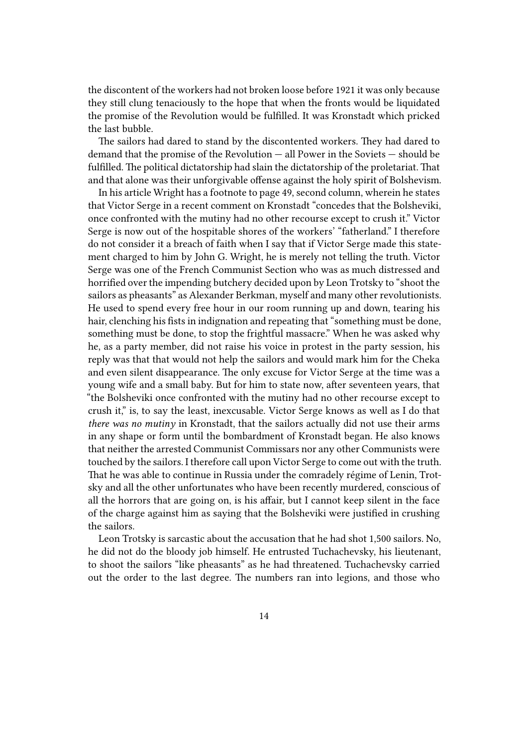the discontent of the workers had not broken loose before 1921 it was only because they still clung tenaciously to the hope that when the fronts would be liquidated the promise of the Revolution would be fulfilled. It was Kronstadt which pricked the last bubble.

The sailors had dared to stand by the discontented workers. They had dared to demand that the promise of the Revolution — all Power in the Soviets — should be fulfilled. The political dictatorship had slain the dictatorship of the proletariat. That and that alone was their unforgivable offense against the holy spirit of Bolshevism.

In his article Wright has a footnote to page 49, second column, wherein he states that Victor Serge in a recent comment on Kronstadt "concedes that the Bolsheviki, once confronted with the mutiny had no other recourse except to crush it." Victor Serge is now out of the hospitable shores of the workers' "fatherland." I therefore do not consider it a breach of faith when I say that if Victor Serge made this statement charged to him by John G. Wright, he is merely not telling the truth. Victor Serge was one of the French Communist Section who was as much distressed and horrified over the impending butchery decided upon by Leon Trotsky to "shoot the sailors as pheasants" as Alexander Berkman, myself and many other revolutionists. He used to spend every free hour in our room running up and down, tearing his hair, clenching his fists in indignation and repeating that "something must be done, something must be done, to stop the frightful massacre." When he was asked why he, as a party member, did not raise his voice in protest in the party session, his reply was that that would not help the sailors and would mark him for the Cheka and even silent disappearance. The only excuse for Victor Serge at the time was a young wife and a small baby. But for him to state now, after seventeen years, that "the Bolsheviki once confronted with the mutiny had no other recourse except to crush it," is, to say the least, inexcusable. Victor Serge knows as well as I do that *there was no mutiny* in Kronstadt, that the sailors actually did not use their arms in any shape or form until the bombardment of Kronstadt began. He also knows that neither the arrested Communist Commissars nor any other Communists were touched by the sailors. I therefore call upon Victor Serge to come out with the truth. That he was able to continue in Russia under the comradely régime of Lenin, Trotsky and all the other unfortunates who have been recently murdered, conscious of all the horrors that are going on, is his affair, but I cannot keep silent in the face of the charge against him as saying that the Bolsheviki were justified in crushing the sailors.

Leon Trotsky is sarcastic about the accusation that he had shot 1,500 sailors. No, he did not do the bloody job himself. He entrusted Tuchachevsky, his lieutenant, to shoot the sailors "like pheasants" as he had threatened. Tuchachevsky carried out the order to the last degree. The numbers ran into legions, and those who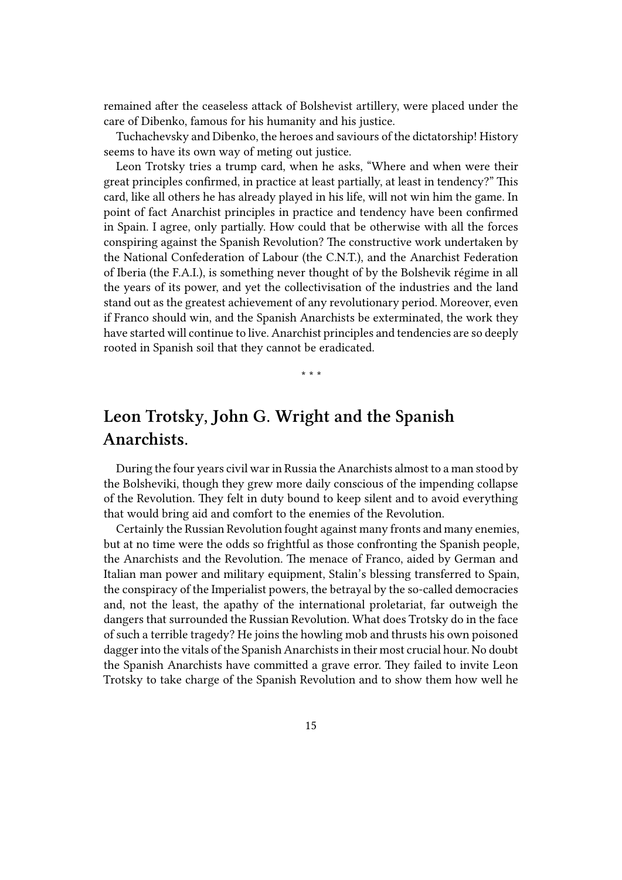remained after the ceaseless attack of Bolshevist artillery, were placed under the care of Dibenko, famous for his humanity and his justice.

Tuchachevsky and Dibenko, the heroes and saviours of the dictatorship! History seems to have its own way of meting out justice.

Leon Trotsky tries a trump card, when he asks, "Where and when were their great principles confirmed, in practice at least partially, at least in tendency?" This card, like all others he has already played in his life, will not win him the game. In point of fact Anarchist principles in practice and tendency have been confirmed in Spain. I agree, only partially. How could that be otherwise with all the forces conspiring against the Spanish Revolution? The constructive work undertaken by the National Confederation of Labour (the C.N.T.), and the Anarchist Federation of Iberia (the F.A.I.), is something never thought of by the Bolshevik régime in all the years of its power, and yet the collectivisation of the industries and the land stand out as the greatest achievement of any revolutionary period. Moreover, even if Franco should win, and the Spanish Anarchists be exterminated, the work they have started will continue to live. Anarchist principles and tendencies are so deeply rooted in Spanish soil that they cannot be eradicated.

* * *

## Leon Trotsky, John G. Wright and the Spanish Anarchists.

During the four years civil war in Russia the Anarchists almost to a man stood by the Bolsheviki, though they grew more daily conscious of the impending collapse of the Revolution. They felt in duty bound to keep silent and to avoid everything that would bring aid and comfort to the enemies of the Revolution.

Certainly the Russian Revolution fought against many fronts and many enemies, but at no time were the odds so frightful as those confronting the Spanish people, the Anarchists and the Revolution. The menace of Franco, aided by German and Italian man power and military equipment, Stalin's blessing transferred to Spain, the conspiracy of the Imperialist powers, the betrayal by the so-called democracies and, not the least, the apathy of the international proletariat, far outweigh the dangers that surrounded the Russian Revolution. What does Trotsky do in the face of such a terrible tragedy? He joins the howling mob and thrusts his own poisoned dagger into the vitals of the Spanish Anarchists in their most crucial hour. No doubt the Spanish Anarchists have committed a grave error. They failed to invite Leon Trotsky to take charge of the Spanish Revolution and to show them how well he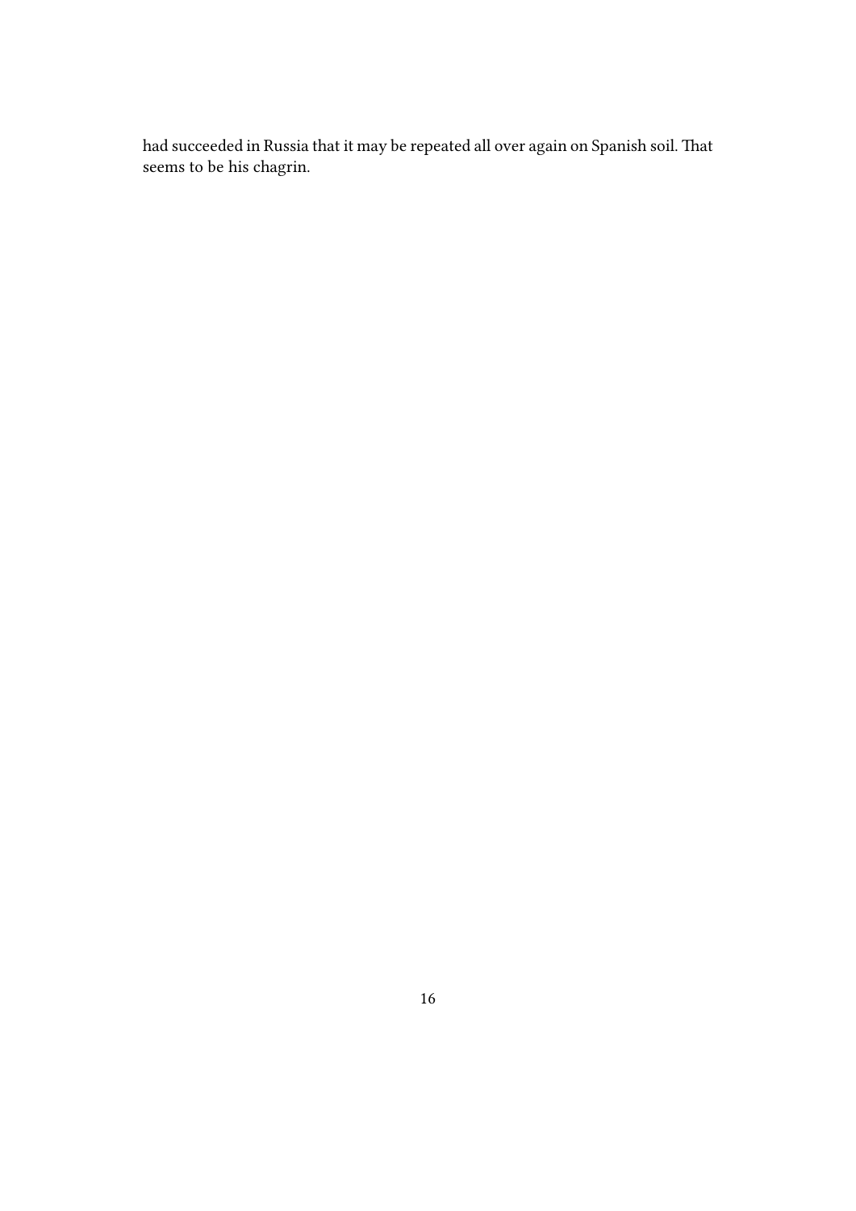had succeeded in Russia that it may be repeated all over again on Spanish soil. That seems to be his chagrin.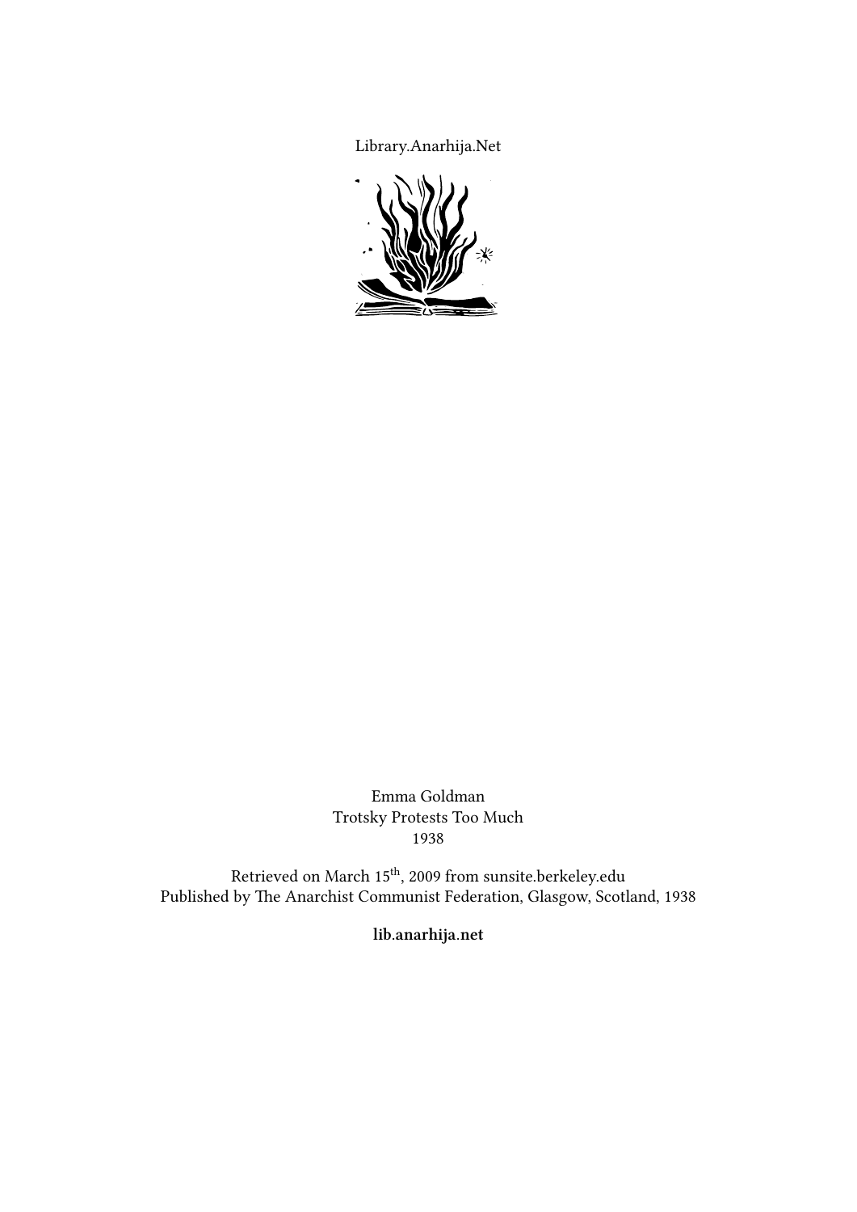Library.Anarhija.Net

Emma Goldman
Trotsky Protests Too Much
1938

Retrieved on March 15th, 2009 from sunsite.berkeley.edu
Published by The Anarchist Communist Federation, Glasgow, Scotland, 1938

**lib.anarhija.net**